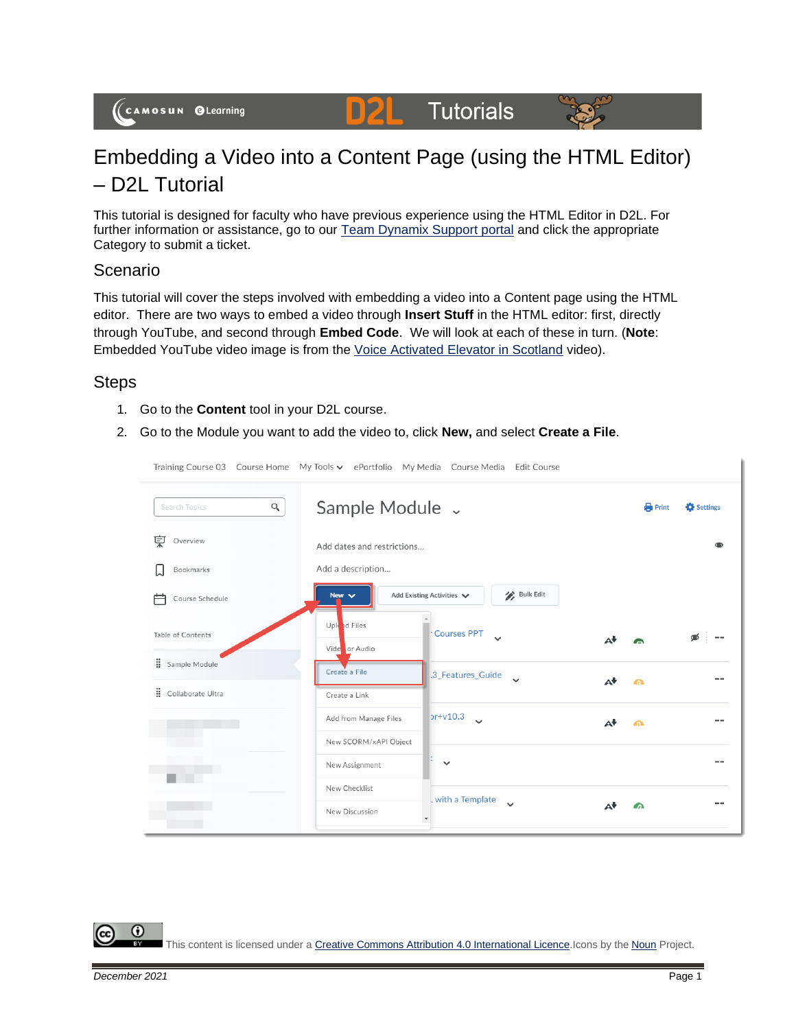# Embedding a Video into a Content Page (using the HTML Editor) – D2L Tutorial

This tutorial is designed for faculty who have previous experience using the HTML Editor in D2L. For further information or assistance, go to our Team Dynamix Support portal and click the appropriate Category to submit a ticket.

## Scenario

This tutorial will cover the steps involved with embedding a video into a Content page using the HTML editor. There are two ways to embed a video through **Insert Stuff** in the HTML editor: first, directly through YouTube, and second through **Embed Code**. We will look at each of these in turn. (**Note**: Embedded YouTube video image is from the Voice Activated Elevator in Scotland video).

## Steps

1. Go to the **Content** tool in your D2L course.
2. Go to the Module you want to add the video to, click **New,** and select **Create a File**.

This content is licensed under a Creative Commons Attribution 4.0 International Licence. Icons by the Noun Project.

December 2021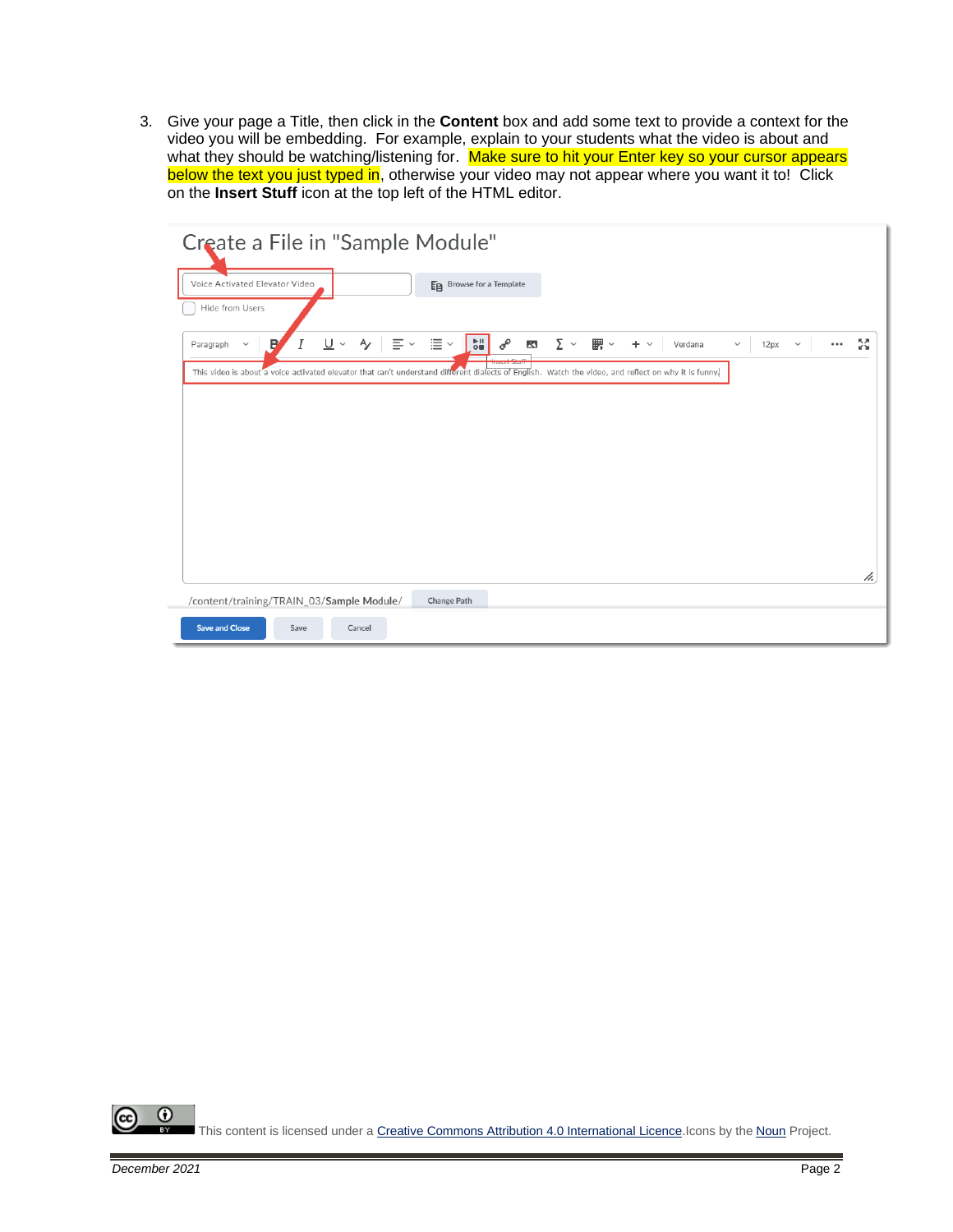3. Give your page a Title, then click in the **Content** box and add some text to provide a context for the video you will be embedding. For example, explain to your students what the video is about and what they should be watching/listening for. Make sure to hit your Enter key so your cursor appears below the text you just typed in, otherwise your video may not appear where you want it to! Click on the **Insert Stuff** icon at the top left of the HTML editor.

This content is licensed under a Creative Commons Attribution 4.0 International Licence. Icons by the Noun Project.

*December 2021*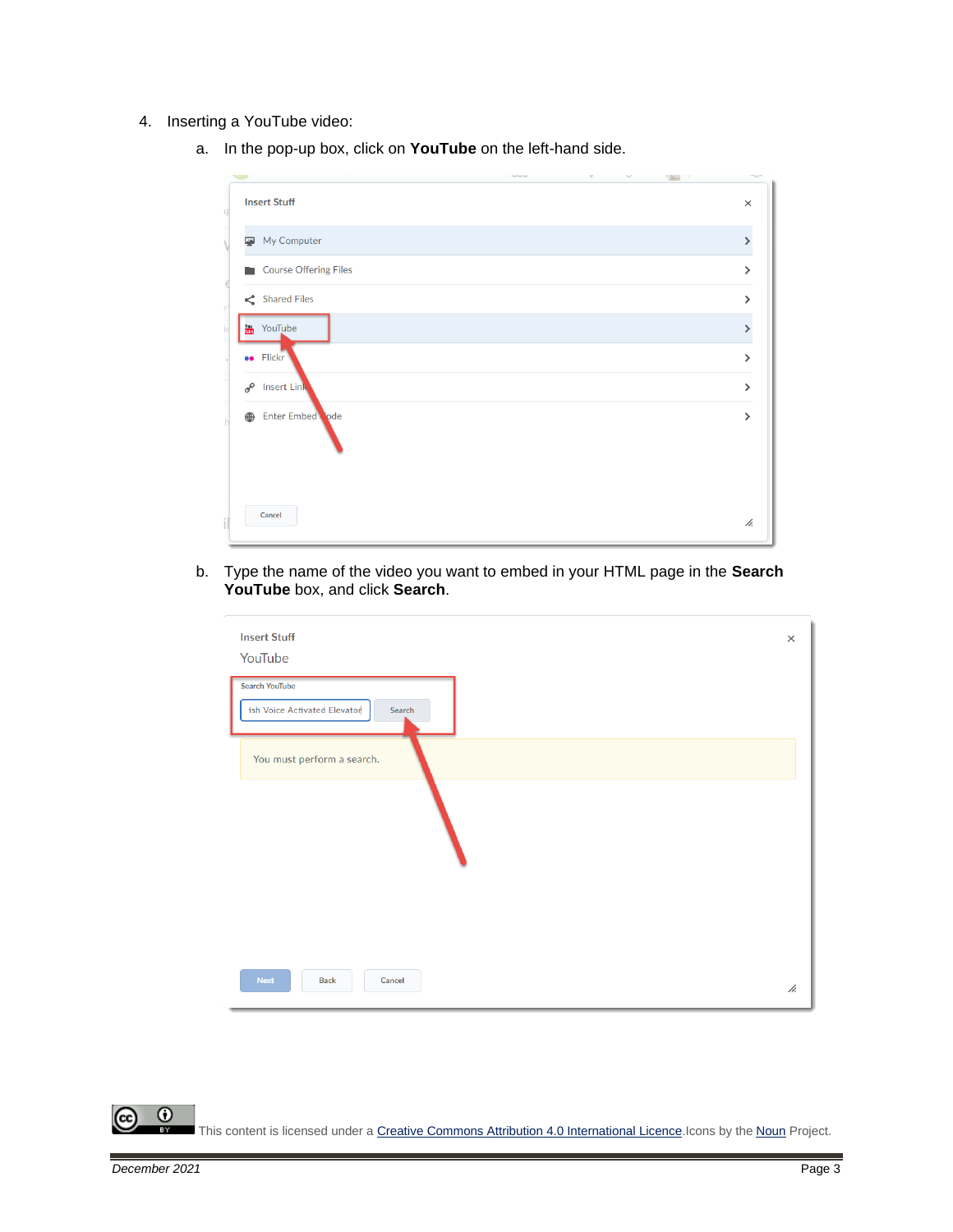4. Inserting a YouTube video:

   a. In the pop-up box, click on **YouTube** on the left-hand side.

   b. Type the name of the video you want to embed in your HTML page in the **Search YouTube** box, and click **Search**.

This content is licensed under a Creative Commons Attribution 4.0 International Licence. Icons by the Noun Project.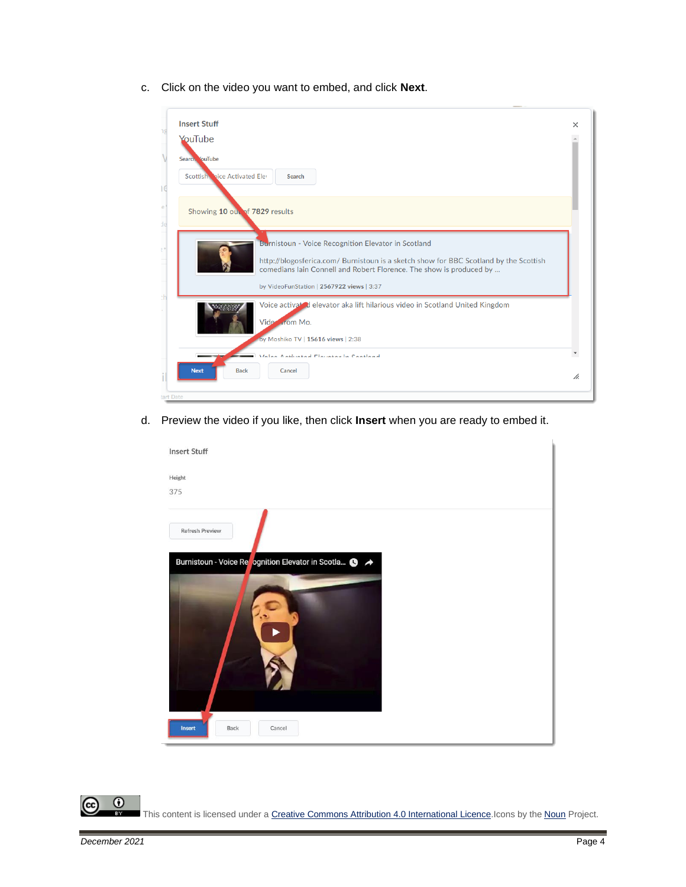c. Click on the video you want to embed, and click **Next**.

d. Preview the video if you like, then click **Insert** when you are ready to embed it.

This content is licensed under a [Creative Commons Attribution 4.0 International Licence](). Icons by the [Noun]() Project.

*December 2021*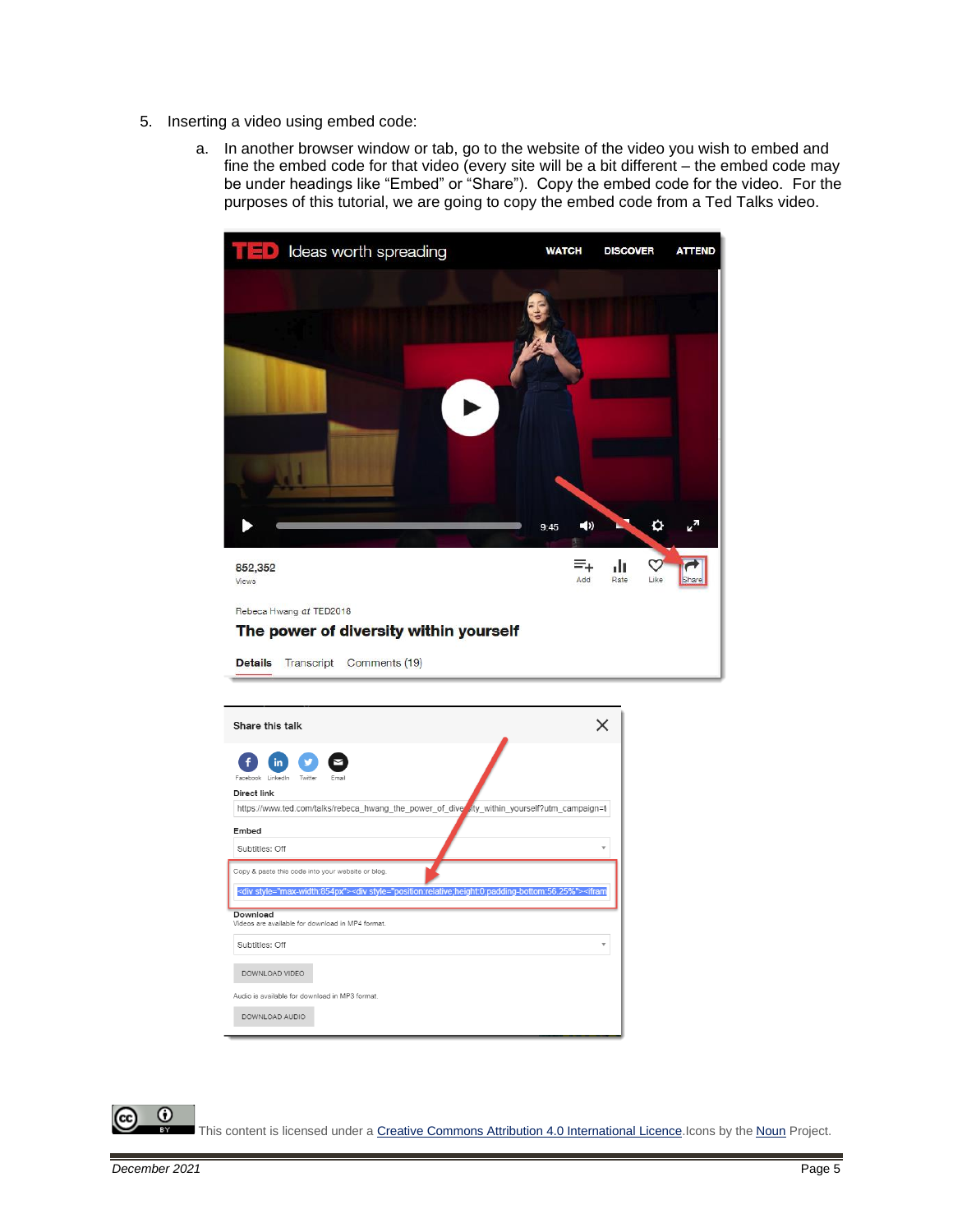5. Inserting a video using embed code:

   a. In another browser window or tab, go to the website of the video you wish to embed and fine the embed code for that video (every site will be a bit different – the embed code may be under headings like "Embed" or "Share"). Copy the embed code for the video. For the purposes of this tutorial, we are going to copy the embed code from a Ted Talks video.

This content is licensed under a Creative Commons Attribution 4.0 International Licence.Icons by the Noun Project.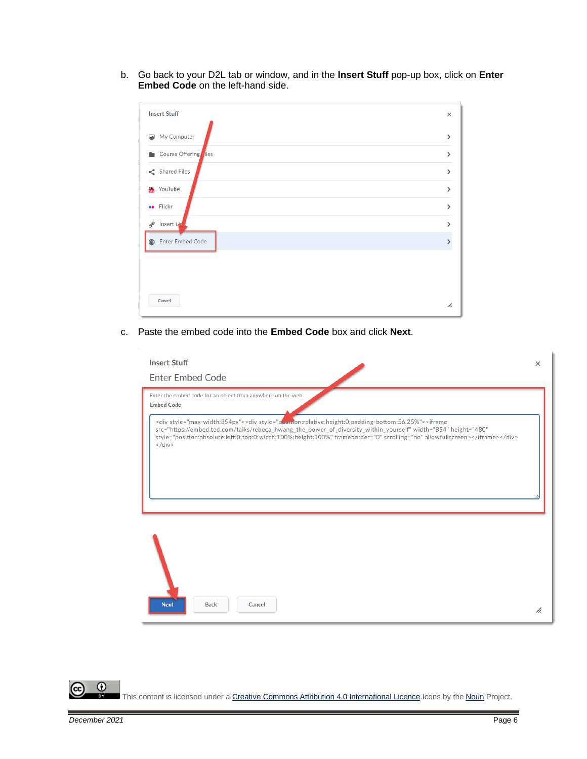b. Go back to your D2L tab or window, and in the **Insert Stuff** pop-up box, click on **Enter Embed Code** on the left-hand side.

c. Paste the embed code into the **Embed Code** box and click **Next**.

This content is licensed under a [Creative Commons Attribution 4.0 International Licence](). Icons by the [Noun]() Project.

*December 2021*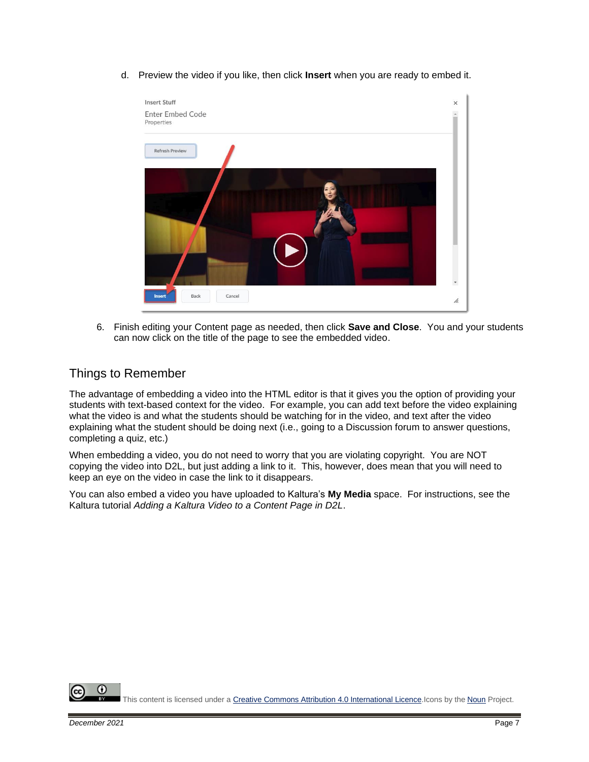d. Preview the video if you like, then click **Insert** when you are ready to embed it.

6. Finish editing your Content page as needed, then click **Save and Close**. You and your students can now click on the title of the page to see the embedded video.

## Things to Remember

The advantage of embedding a video into the HTML editor is that it gives you the option of providing your students with text-based context for the video. For example, you can add text before the video explaining what the video is and what the students should be watching for in the video, and text after the video explaining what the student should be doing next (i.e., going to a Discussion forum to answer questions, completing a quiz, etc.)

When embedding a video, you do not need to worry that you are violating copyright. You are NOT copying the video into D2L, but just adding a link to it. This, however, does mean that you will need to keep an eye on the video in case the link to it disappears.

You can also embed a video you have uploaded to Kaltura's **My Media** space. For instructions, see the Kaltura tutorial *Adding a Kaltura Video to a Content Page in D2L*.

This content is licensed under a Creative Commons Attribution 4.0 International Licence. Icons by the Noun Project.

*December 2021*